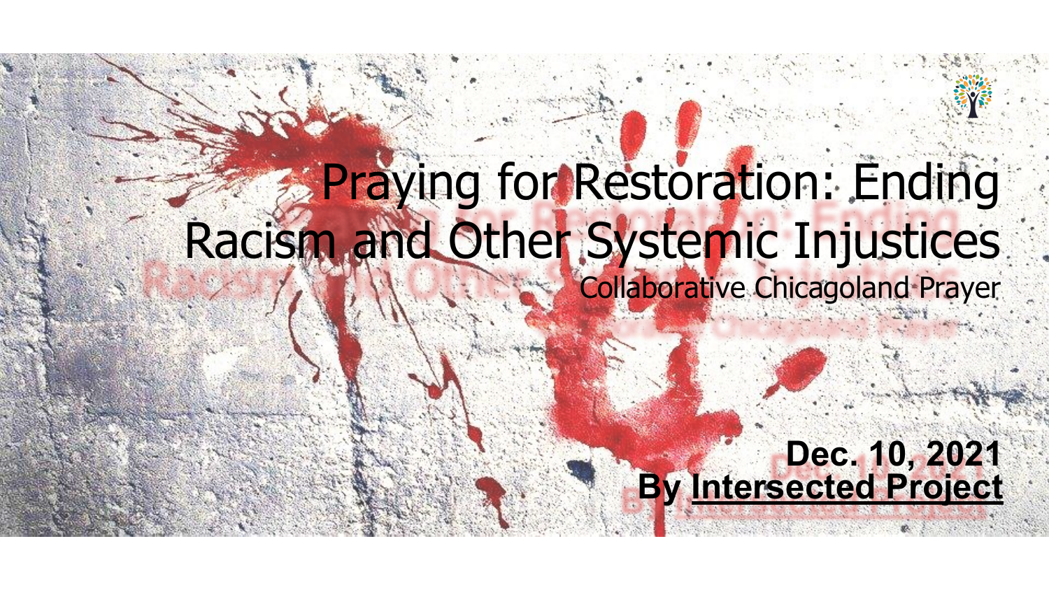# Praying for Restoration: Ending Racism and Other Systemic Injustices

Collaborative Chicagoland Prayer

**Dec. 10, 2021**
**By Intersected Project**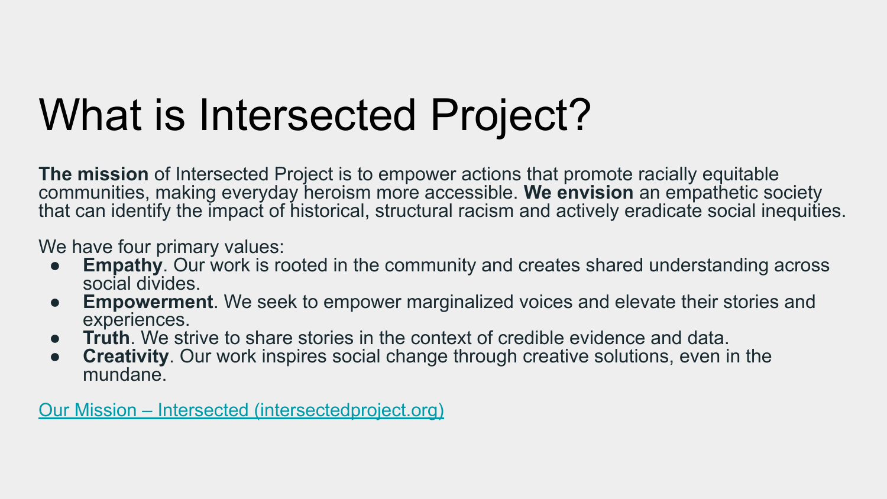# What is Intersected Project?

**The mission** of Intersected Project is to empower actions that promote racially equitable communities, making everyday heroism more accessible. **We envision** an empathetic society that can identify the impact of historical, structural racism and actively eradicate social inequities.

We have four primary values:

- **Empathy**. Our work is rooted in the community and creates shared understanding across social divides.
- **Empowerment**. We seek to empower marginalized voices and elevate their stories and experiences.
- **Truth**. We strive to share stories in the context of credible evidence and data.
- **Creativity**. Our work inspires social change through creative solutions, even in the mundane.

[Our Mission – Intersected (intersectedproject.org)](intersectedproject.org)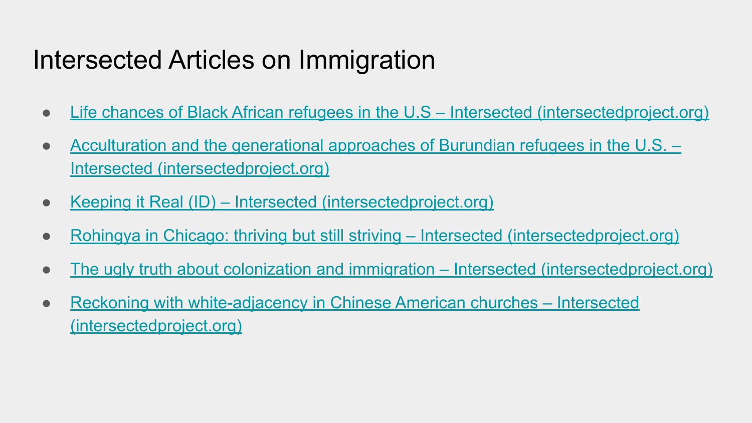# Intersected Articles on Immigration

- Life chances of Black African refugees in the U.S – Intersected (intersectedproject.org)
- Acculturation and the generational approaches of Burundian refugees in the U.S. – Intersected (intersectedproject.org)
- Keeping it Real (ID) – Intersected (intersectedproject.org)
- Rohingya in Chicago: thriving but still striving – Intersected (intersectedproject.org)
- The ugly truth about colonization and immigration – Intersected (intersectedproject.org)
- Reckoning with white-adjacency in Chinese American churches – Intersected (intersectedproject.org)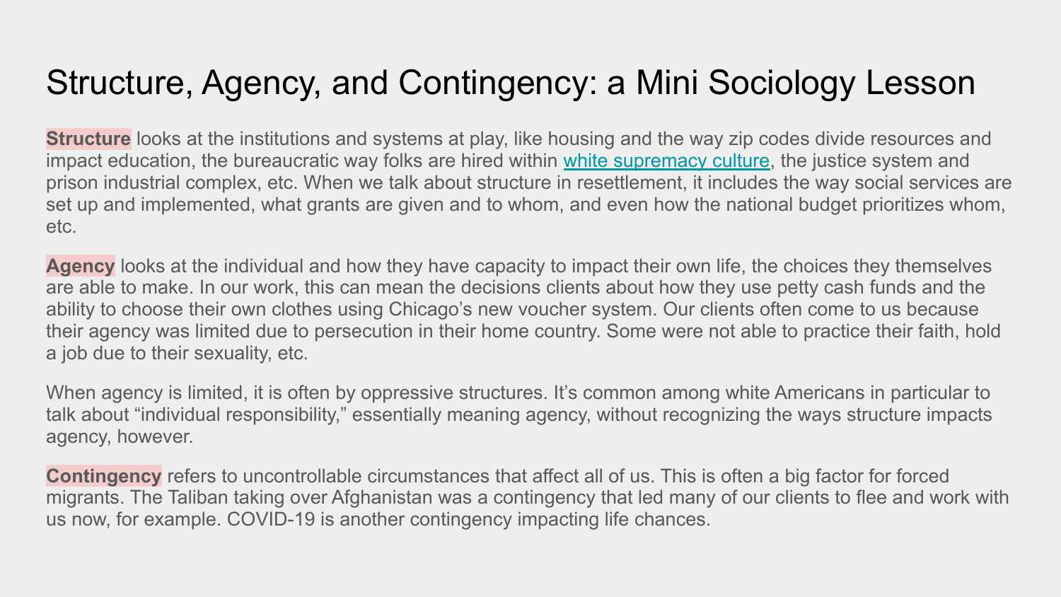# Structure, Agency, and Contingency: a Mini Sociology Lesson

**Structure** looks at the institutions and systems at play, like housing and the way zip codes divide resources and impact education, the bureaucratic way folks are hired within [white supremacy culture](), the justice system and prison industrial complex, etc. When we talk about structure in resettlement, it includes the way social services are set up and implemented, what grants are given and to whom, and even how the national budget prioritizes whom, etc.

**Agency** looks at the individual and how they have capacity to impact their own life, the choices they themselves are able to make. In our work, this can mean the decisions clients about how they use petty cash funds and the ability to choose their own clothes using Chicago's new voucher system. Our clients often come to us because their agency was limited due to persecution in their home country. Some were not able to practice their faith, hold a job due to their sexuality, etc.

When agency is limited, it is often by oppressive structures. It's common among white Americans in particular to talk about "individual responsibility," essentially meaning agency, without recognizing the ways structure impacts agency, however.

**Contingency** refers to uncontrollable circumstances that affect all of us. This is often a big factor for forced migrants. The Taliban taking over Afghanistan was a contingency that led many of our clients to flee and work with us now, for example. COVID-19 is another contingency impacting life chances.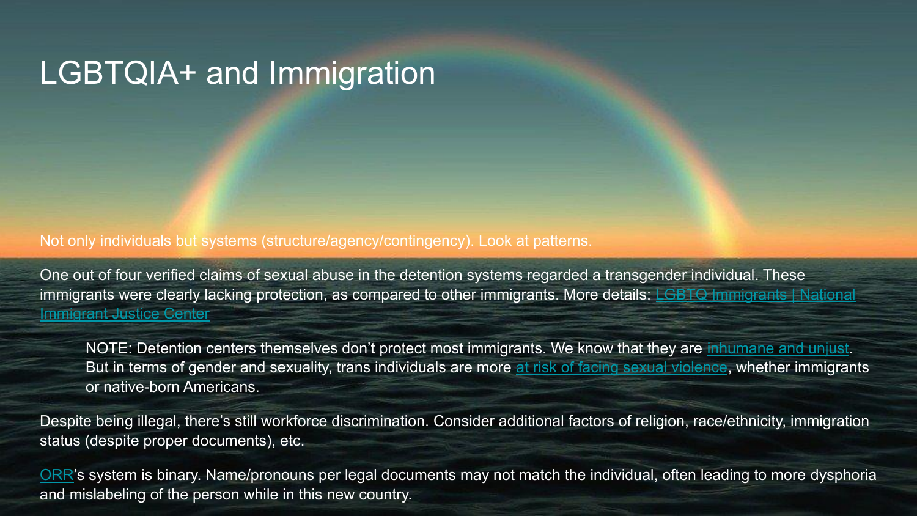# LGBTQIA+ and Immigration

Not only individuals but systems (structure/agency/contingency). Look at patterns.

One out of four verified claims of sexual abuse in the detention systems regarded a transgender individual. These immigrants were clearly lacking protection, as compared to other immigrants. More details: [LGBTQ Immigrants | National Immigrant Justice Center]

> NOTE: Detention centers themselves don't protect most immigrants. We know that they are [inhumane and unjust]. But in terms of gender and sexuality, trans individuals are more [at risk of facing sexual violence], whether immigrants or native-born Americans.

Despite being illegal, there's still workforce discrimination. Consider additional factors of religion, race/ethnicity, immigration status (despite proper documents), etc.

[ORR]'s system is binary. Name/pronouns per legal documents may not match the individual, often leading to more dysphoria and mislabeling of the person while in this new country.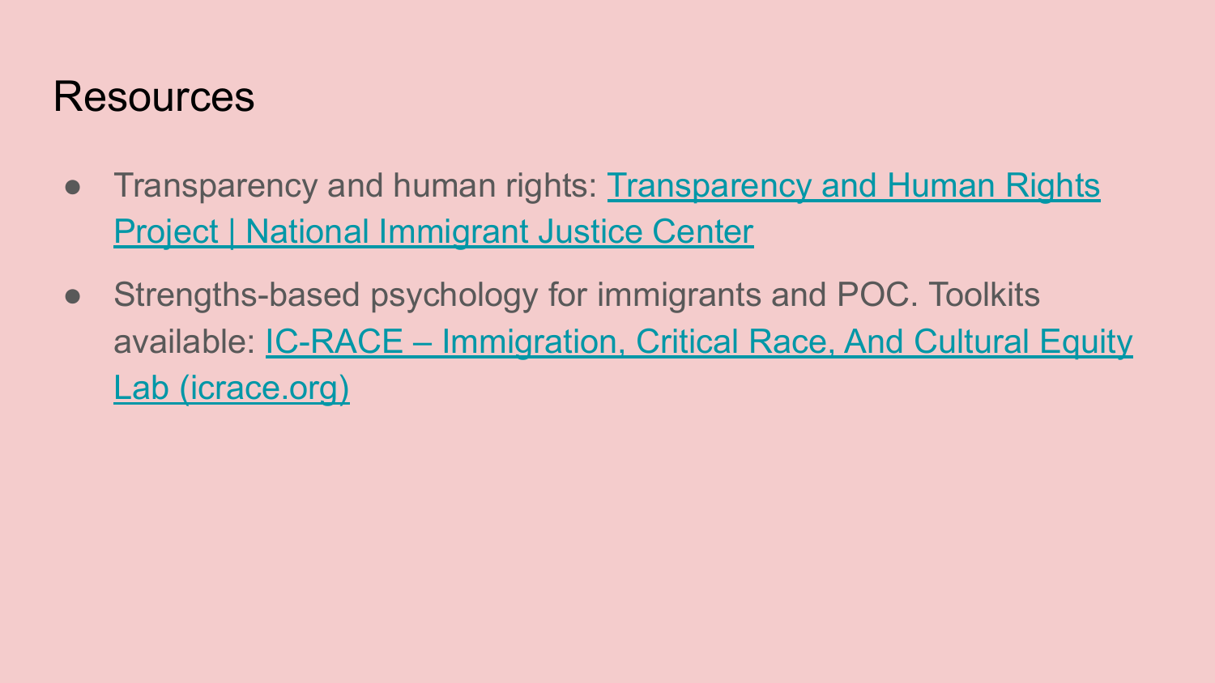# Resources

- Transparency and human rights: Transparency and Human Rights Project | National Immigrant Justice Center
- Strengths-based psychology for immigrants and POC. Toolkits available: IC-RACE – Immigration, Critical Race, And Cultural Equity Lab (icrace.org)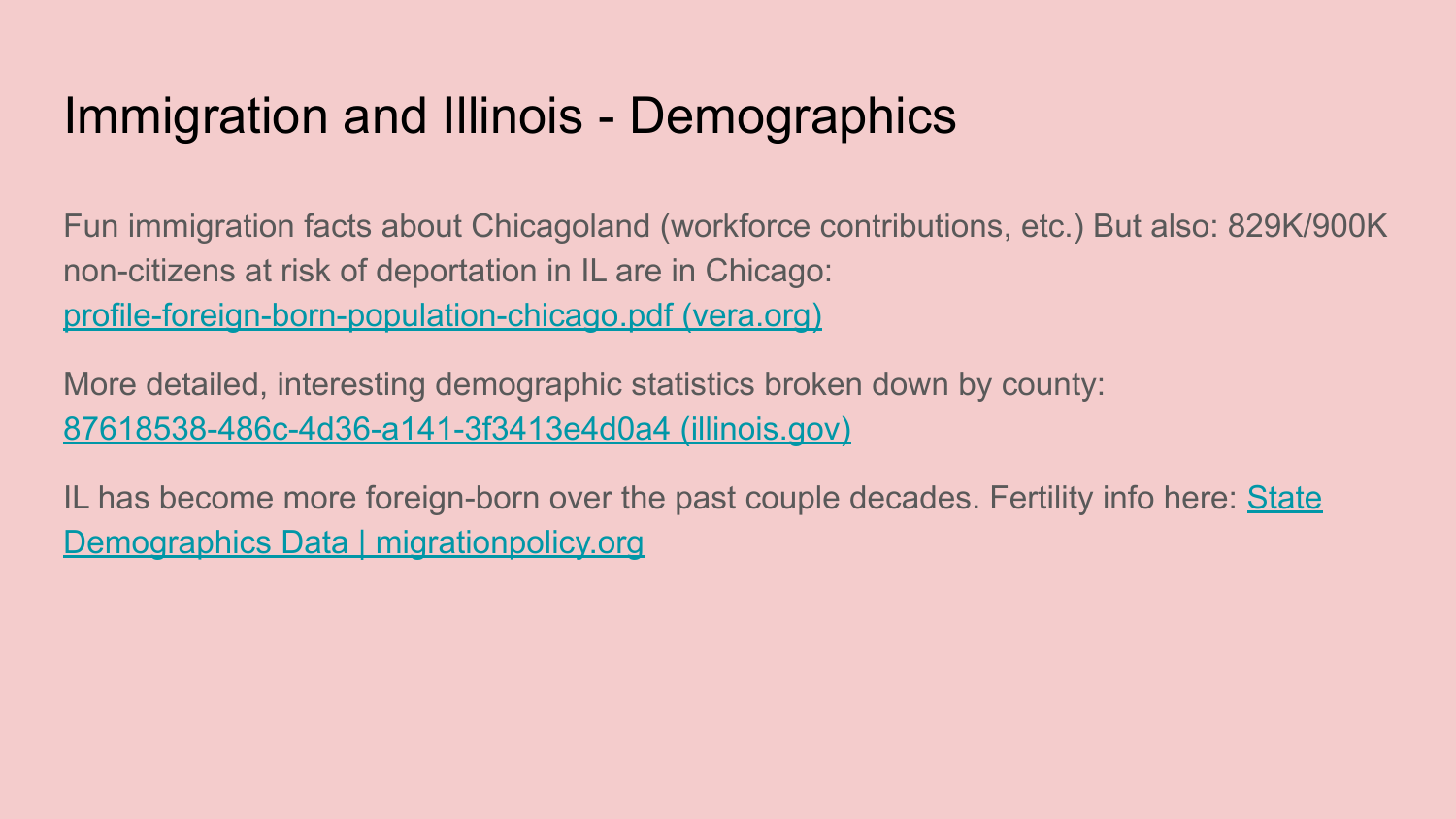# Immigration and Illinois - Demographics

Fun immigration facts about Chicagoland (workforce contributions, etc.) But also: 829K/900K non-citizens at risk of deportation in IL are in Chicago: profile-foreign-born-population-chicago.pdf (vera.org)

More detailed, interesting demographic statistics broken down by county: 87618538-486c-4d36-a141-3f3413e4d0a4 (illinois.gov)

IL has become more foreign-born over the past couple decades. Fertility info here: State Demographics Data | migrationpolicy.org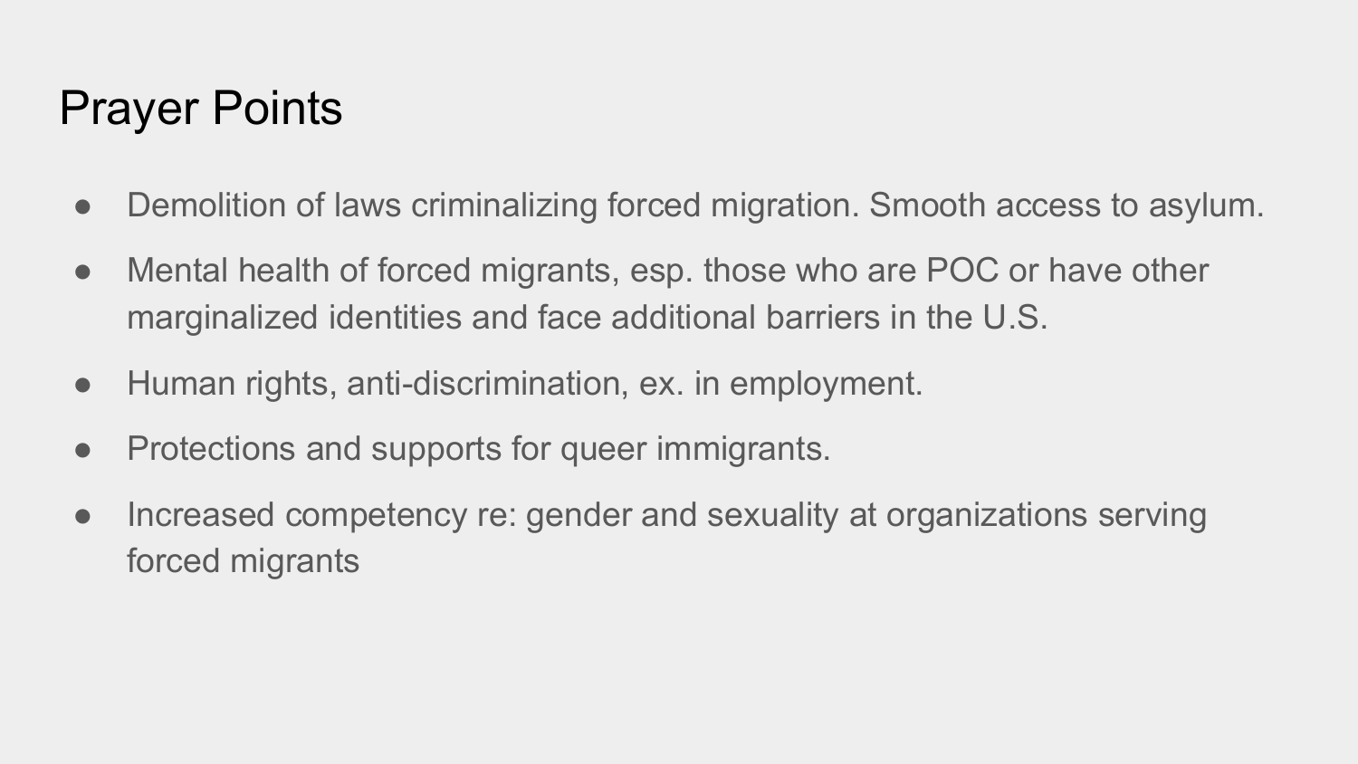# Prayer Points

- Demolition of laws criminalizing forced migration. Smooth access to asylum.
- Mental health of forced migrants, esp. those who are POC or have other marginalized identities and face additional barriers in the U.S.
- Human rights, anti-discrimination, ex. in employment.
- Protections and supports for queer immigrants.
- Increased competency re: gender and sexuality at organizations serving forced migrants